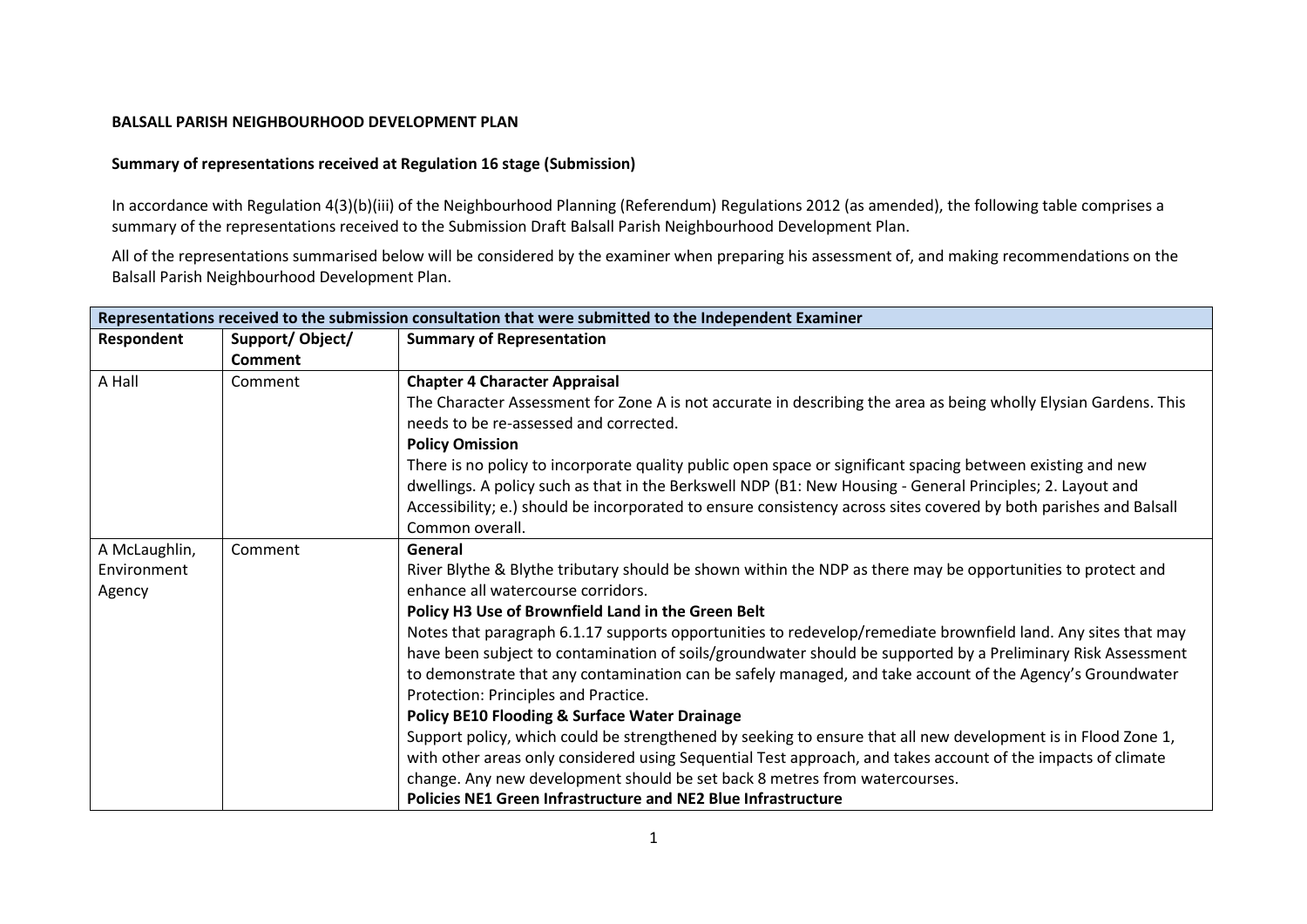**BALSALL PARISH NEIGHBOURHOOD DEVELOPMENT PLAN**

**Summary of representations received at Regulation 16 stage (Submission)**

In accordance with Regulation 4(3)(b)(iii) of the Neighbourhood Planning (Referendum) Regulations 2012 (as amended), the following table comprises a summary of the representations received to the Submission Draft Balsall Parish Neighbourhood Development Plan.

All of the representations summarised below will be considered by the examiner when preparing his assessment of, and making recommendations on the Balsall Parish Neighbourhood Development Plan.

| **Representations received to the submission consultation that were submitted to the Independent Examiner** | | |
|---|---|---|
| **Respondent** | **Support/ Object/ Comment** | **Summary of Representation** |
| A Hall | Comment | **Chapter 4 Character Appraisal**<br>The Character Assessment for Zone A is not accurate in describing the area as being wholly Elysian Gardens. This needs to be re-assessed and corrected.<br>**Policy Omission**<br>There is no policy to incorporate quality public open space or significant spacing between existing and new dwellings. A policy such as that in the Berkswell NDP (B1: New Housing - General Principles; 2. Layout and Accessibility; e.) should be incorporated to ensure consistency across sites covered by both parishes and Balsall Common overall. |
| A McLaughlin, Environment Agency | Comment | **General**<br>River Blythe & Blythe tributary should be shown within the NDP as there may be opportunities to protect and enhance all watercourse corridors.<br>**Policy H3 Use of Brownfield Land in the Green Belt**<br>Notes that paragraph 6.1.17 supports opportunities to redevelop/remediate brownfield land. Any sites that may have been subject to contamination of soils/groundwater should be supported by a Preliminary Risk Assessment to demonstrate that any contamination can be safely managed, and take account of the Agency's Groundwater Protection: Principles and Practice.<br>**Policy BE10 Flooding & Surface Water Drainage**<br>Support policy, which could be strengthened by seeking to ensure that all new development is in Flood Zone 1, with other areas only considered using Sequential Test approach, and takes account of the impacts of climate change. Any new development should be set back 8 metres from watercourses.<br>**Policies NE1 Green Infrastructure and NE2 Blue Infrastructure** |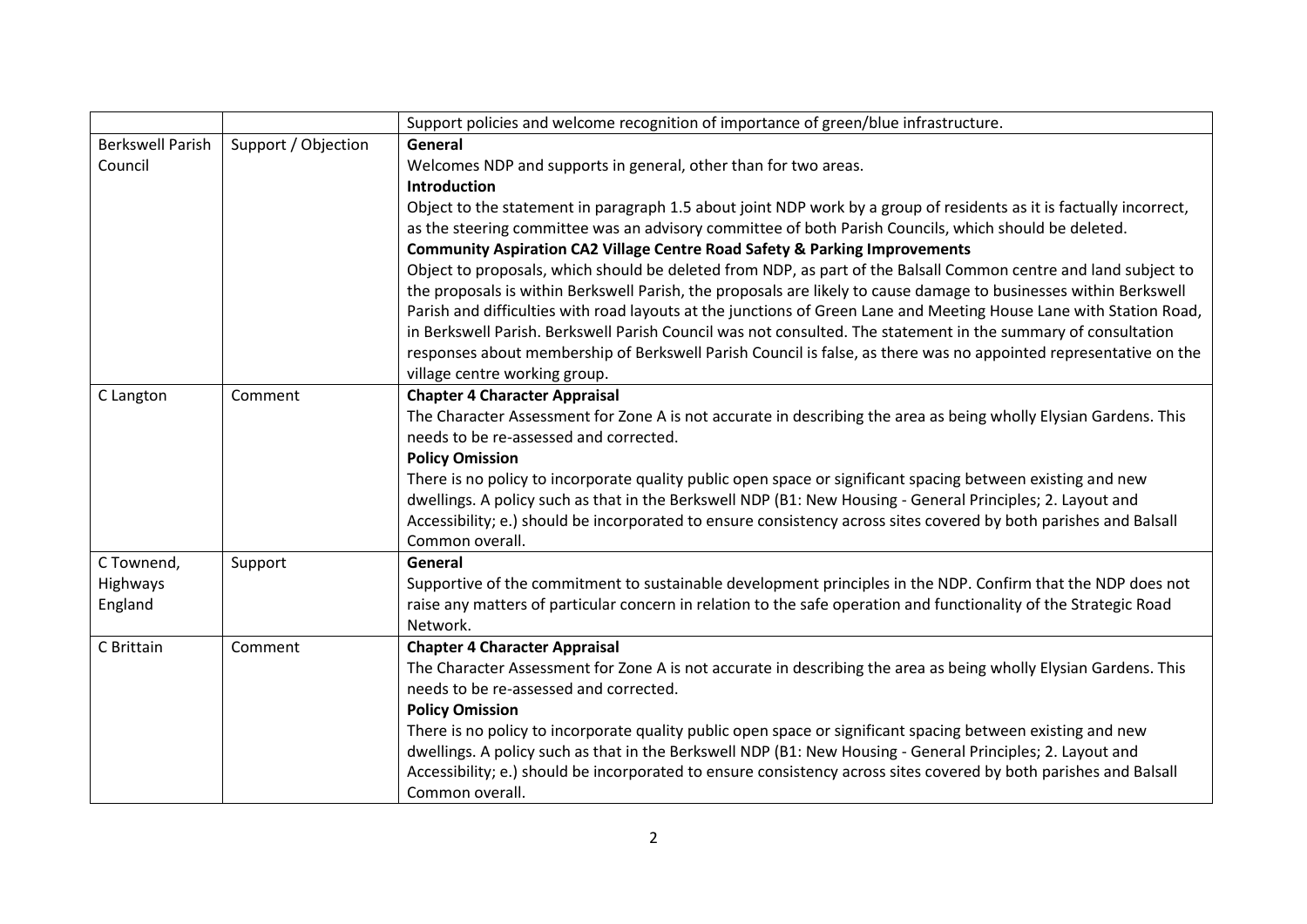| | | |
|---|---|---|
| | | Support policies and welcome recognition of importance of green/blue infrastructure. |
| Berkswell Parish Council | Support / Objection | **General**<br>Welcomes NDP and supports in general, other than for two areas.<br>**Introduction**<br>Object to the statement in paragraph 1.5 about joint NDP work by a group of residents as it is factually incorrect, as the steering committee was an advisory committee of both Parish Councils, which should be deleted.<br>**Community Aspiration CA2 Village Centre Road Safety & Parking Improvements**<br>Object to proposals, which should be deleted from NDP, as part of the Balsall Common centre and land subject to the proposals is within Berkswell Parish, the proposals are likely to cause damage to businesses within Berkswell Parish and difficulties with road layouts at the junctions of Green Lane and Meeting House Lane with Station Road, in Berkswell Parish. Berkswell Parish Council was not consulted. The statement in the summary of consultation responses about membership of Berkswell Parish Council is false, as there was no appointed representative on the village centre working group. |
| C Langton | Comment | **Chapter 4 Character Appraisal**<br>The Character Assessment for Zone A is not accurate in describing the area as being wholly Elysian Gardens. This needs to be re-assessed and corrected.<br>**Policy Omission**<br>There is no policy to incorporate quality public open space or significant spacing between existing and new dwellings. A policy such as that in the Berkswell NDP (B1: New Housing - General Principles; 2. Layout and Accessibility; e.) should be incorporated to ensure consistency across sites covered by both parishes and Balsall Common overall. |
| C Townend, Highways England | Support | **General**<br>Supportive of the commitment to sustainable development principles in the NDP. Confirm that the NDP does not raise any matters of particular concern in relation to the safe operation and functionality of the Strategic Road Network. |
| C Brittain | Comment | **Chapter 4 Character Appraisal**<br>The Character Assessment for Zone A is not accurate in describing the area as being wholly Elysian Gardens. This needs to be re-assessed and corrected.<br>**Policy Omission**<br>There is no policy to incorporate quality public open space or significant spacing between existing and new dwellings. A policy such as that in the Berkswell NDP (B1: New Housing - General Principles; 2. Layout and Accessibility; e.) should be incorporated to ensure consistency across sites covered by both parishes and Balsall Common overall. |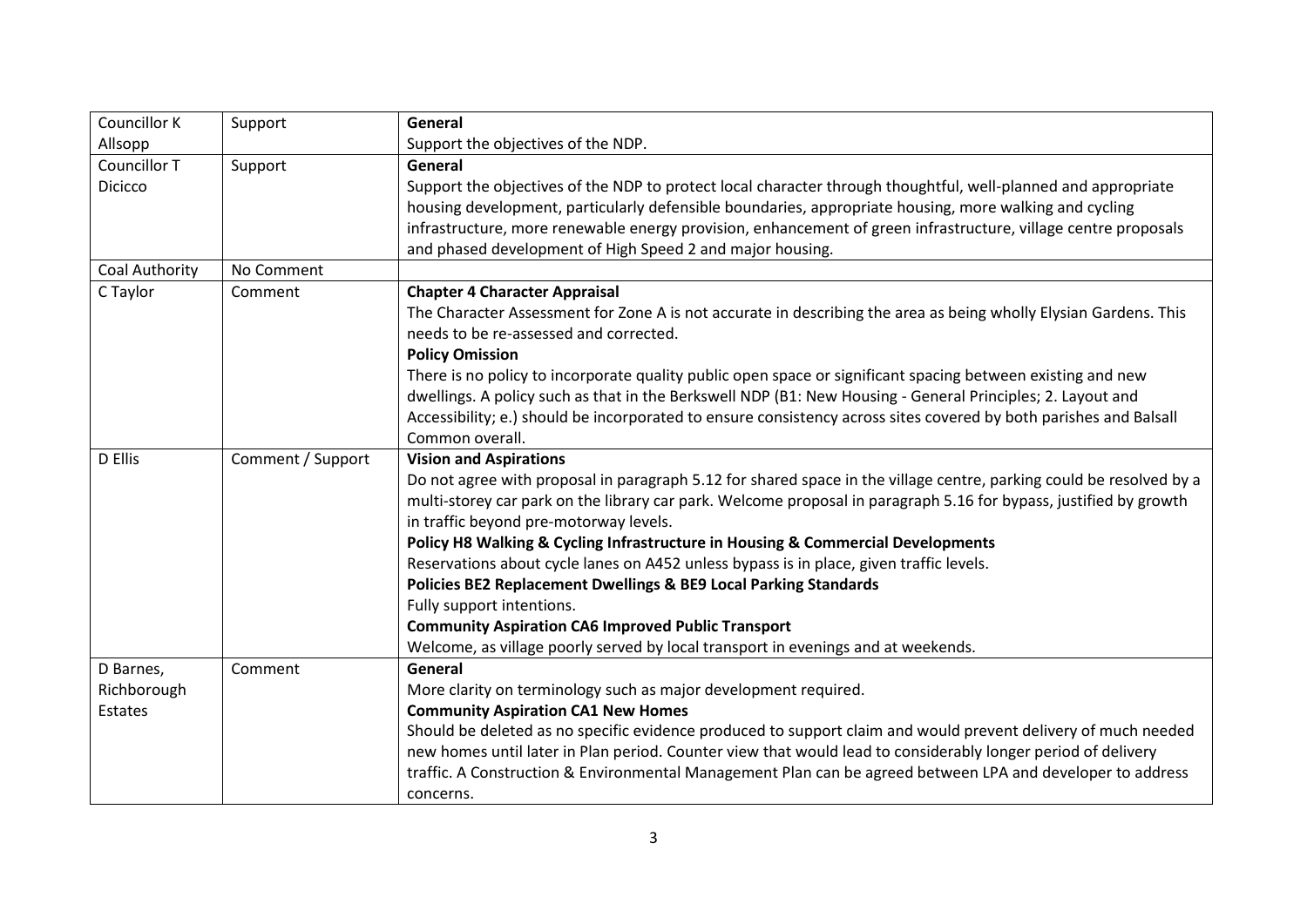| | | |
|---|---|---|
| Councillor K Allsopp | Support | **General**<br>Support the objectives of the NDP. |
| Councillor T Dicicco | Support | **General**<br>Support the objectives of the NDP to protect local character through thoughtful, well-planned and appropriate housing development, particularly defensible boundaries, appropriate housing, more walking and cycling infrastructure, more renewable energy provision, enhancement of green infrastructure, village centre proposals and phased development of High Speed 2 and major housing. |
| Coal Authority | No Comment | |
| C Taylor | Comment | **Chapter 4 Character Appraisal**<br>The Character Assessment for Zone A is not accurate in describing the area as being wholly Elysian Gardens. This needs to be re-assessed and corrected.<br>**Policy Omission**<br>There is no policy to incorporate quality public open space or significant spacing between existing and new dwellings. A policy such as that in the Berkswell NDP (B1: New Housing - General Principles; 2. Layout and Accessibility; e.) should be incorporated to ensure consistency across sites covered by both parishes and Balsall Common overall. |
| D Ellis | Comment / Support | **Vision and Aspirations**<br>Do not agree with proposal in paragraph 5.12 for shared space in the village centre, parking could be resolved by a multi-storey car park on the library car park. Welcome proposal in paragraph 5.16 for bypass, justified by growth in traffic beyond pre-motorway levels.<br>**Policy H8 Walking & Cycling Infrastructure in Housing & Commercial Developments**<br>Reservations about cycle lanes on A452 unless bypass is in place, given traffic levels.<br>**Policies BE2 Replacement Dwellings & BE9 Local Parking Standards**<br>Fully support intentions.<br>**Community Aspiration CA6 Improved Public Transport**<br>Welcome, as village poorly served by local transport in evenings and at weekends. |
| D Barnes, Richborough Estates | Comment | **General**<br>More clarity on terminology such as major development required.<br>**Community Aspiration CA1 New Homes**<br>Should be deleted as no specific evidence produced to support claim and would prevent delivery of much needed new homes until later in Plan period. Counter view that would lead to considerably longer period of delivery traffic. A Construction & Environmental Management Plan can be agreed between LPA and developer to address concerns. |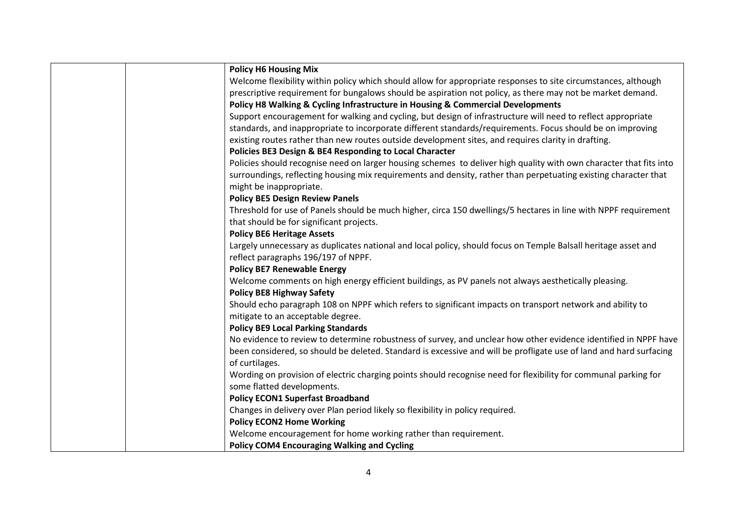| | | |
|---|---|---|
| | | **Policy H6 Housing Mix**<br>Welcome flexibility within policy which should allow for appropriate responses to site circumstances, although prescriptive requirement for bungalows should be aspiration not policy, as there may not be market demand.<br>**Policy H8 Walking & Cycling Infrastructure in Housing & Commercial Developments**<br>Support encouragement for walking and cycling, but design of infrastructure will need to reflect appropriate standards, and inappropriate to incorporate different standards/requirements. Focus should be on improving existing routes rather than new routes outside development sites, and requires clarity in drafting.<br>**Policies BE3 Design & BE4 Responding to Local Character**<br>Policies should recognise need on larger housing schemes to deliver high quality with own character that fits into surroundings, reflecting housing mix requirements and density, rather than perpetuating existing character that might be inappropriate.<br>**Policy BE5 Design Review Panels**<br>Threshold for use of Panels should be much higher, circa 150 dwellings/5 hectares in line with NPPF requirement that should be for significant projects.<br>**Policy BE6 Heritage Assets**<br>Largely unnecessary as duplicates national and local policy, should focus on Temple Balsall heritage asset and reflect paragraphs 196/197 of NPPF.<br>**Policy BE7 Renewable Energy**<br>Welcome comments on high energy efficient buildings, as PV panels not always aesthetically pleasing.<br>**Policy BE8 Highway Safety**<br>Should echo paragraph 108 on NPPF which refers to significant impacts on transport network and ability to mitigate to an acceptable degree.<br>**Policy BE9 Local Parking Standards**<br>No evidence to review to determine robustness of survey, and unclear how other evidence identified in NPPF have been considered, so should be deleted. Standard is excessive and will be profligate use of land and hard surfacing of curtilages.<br>Wording on provision of electric charging points should recognise need for flexibility for communal parking for some flatted developments.<br>**Policy ECON1 Superfast Broadband**<br>Changes in delivery over Plan period likely so flexibility in policy required.<br>**Policy ECON2 Home Working**<br>Welcome encouragement for home working rather than requirement.<br>**Policy COM4 Encouraging Walking and Cycling** |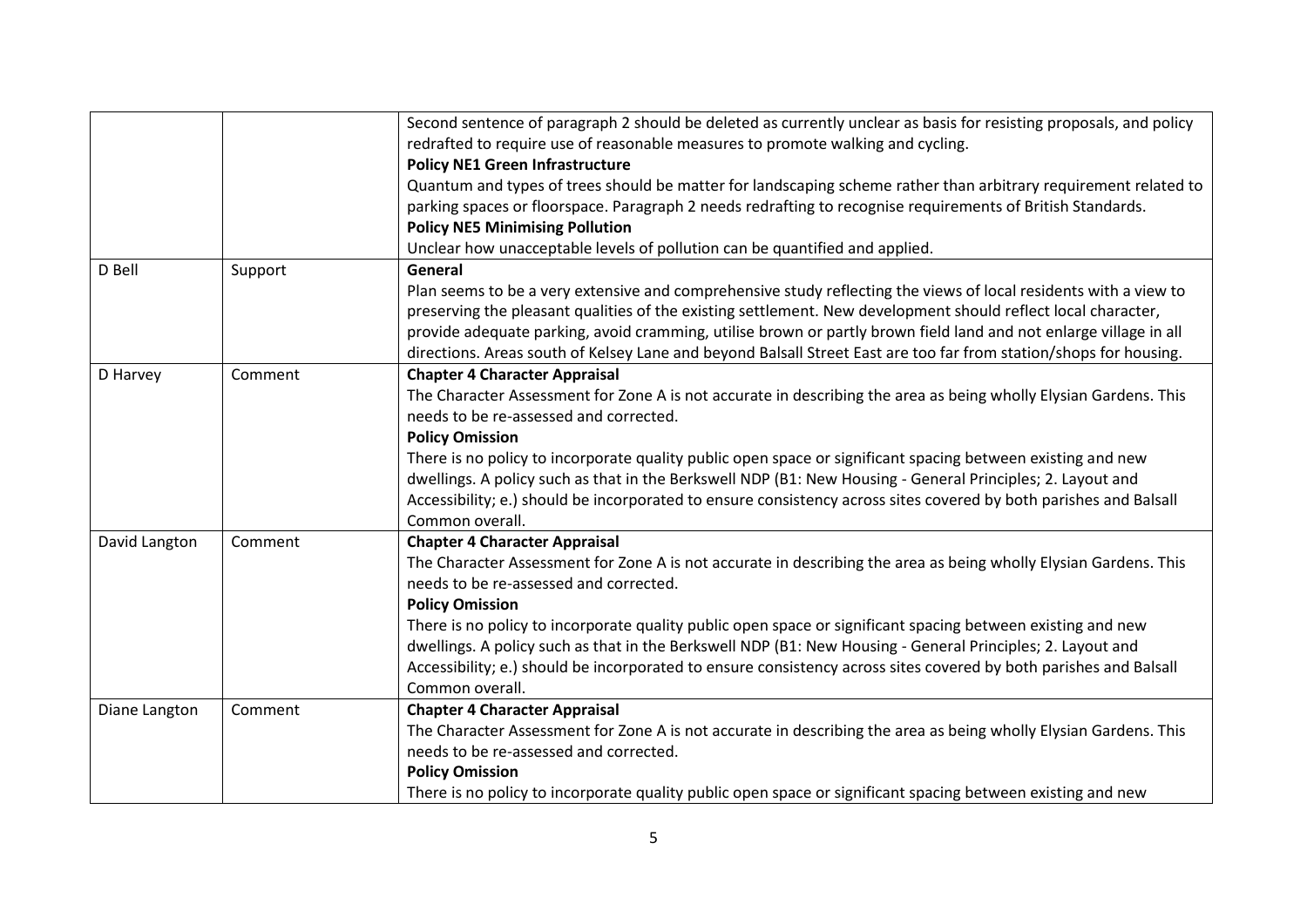| | | |
|---|---|---|
| | | Second sentence of paragraph 2 should be deleted as currently unclear as basis for resisting proposals, and policy redrafted to require use of reasonable measures to promote walking and cycling.<br>**Policy NE1 Green Infrastructure**<br>Quantum and types of trees should be matter for landscaping scheme rather than arbitrary requirement related to parking spaces or floorspace. Paragraph 2 needs redrafting to recognise requirements of British Standards.<br>**Policy NE5 Minimising Pollution**<br>Unclear how unacceptable levels of pollution can be quantified and applied. |
| D Bell | Support | **General**<br>Plan seems to be a very extensive and comprehensive study reflecting the views of local residents with a view to preserving the pleasant qualities of the existing settlement. New development should reflect local character, provide adequate parking, avoid cramming, utilise brown or partly brown field land and not enlarge village in all directions. Areas south of Kelsey Lane and beyond Balsall Street East are too far from station/shops for housing. |
| D Harvey | Comment | **Chapter 4 Character Appraisal**<br>The Character Assessment for Zone A is not accurate in describing the area as being wholly Elysian Gardens. This needs to be re-assessed and corrected.<br>**Policy Omission**<br>There is no policy to incorporate quality public open space or significant spacing between existing and new dwellings. A policy such as that in the Berkswell NDP (B1: New Housing - General Principles; 2. Layout and Accessibility; e.) should be incorporated to ensure consistency across sites covered by both parishes and Balsall Common overall. |
| David Langton | Comment | **Chapter 4 Character Appraisal**<br>The Character Assessment for Zone A is not accurate in describing the area as being wholly Elysian Gardens. This needs to be re-assessed and corrected.<br>**Policy Omission**<br>There is no policy to incorporate quality public open space or significant spacing between existing and new dwellings. A policy such as that in the Berkswell NDP (B1: New Housing - General Principles; 2. Layout and Accessibility; e.) should be incorporated to ensure consistency across sites covered by both parishes and Balsall Common overall. |
| Diane Langton | Comment | **Chapter 4 Character Appraisal**<br>The Character Assessment for Zone A is not accurate in describing the area as being wholly Elysian Gardens. This needs to be re-assessed and corrected.<br>**Policy Omission**<br>There is no policy to incorporate quality public open space or significant spacing between existing and new |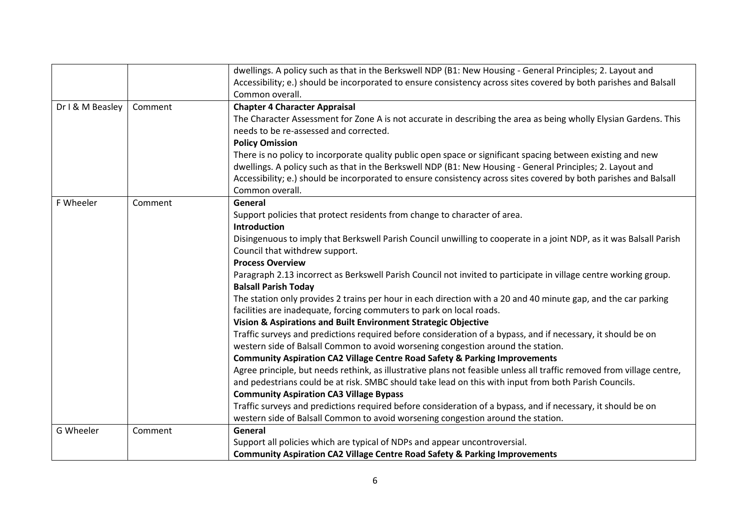| | | |
|---|---|---|
| | | dwellings. A policy such as that in the Berkswell NDP (B1: New Housing - General Principles; 2. Layout and Accessibility; e.) should be incorporated to ensure consistency across sites covered by both parishes and Balsall Common overall. |
| Dr I & M Beasley | Comment | **Chapter 4 Character Appraisal**<br>The Character Assessment for Zone A is not accurate in describing the area as being wholly Elysian Gardens. This needs to be re-assessed and corrected.<br>**Policy Omission**<br>There is no policy to incorporate quality public open space or significant spacing between existing and new dwellings. A policy such as that in the Berkswell NDP (B1: New Housing - General Principles; 2. Layout and Accessibility; e.) should be incorporated to ensure consistency across sites covered by both parishes and Balsall Common overall. |
| F Wheeler | Comment | **General**<br>Support policies that protect residents from change to character of area.<br>**Introduction**<br>Disingenuous to imply that Berkswell Parish Council unwilling to cooperate in a joint NDP, as it was Balsall Parish Council that withdrew support.<br>**Process Overview**<br>Paragraph 2.13 incorrect as Berkswell Parish Council not invited to participate in village centre working group.<br>**Balsall Parish Today**<br>The station only provides 2 trains per hour in each direction with a 20 and 40 minute gap, and the car parking facilities are inadequate, forcing commuters to park on local roads.<br>**Vision & Aspirations and Built Environment Strategic Objective**<br>Traffic surveys and predictions required before consideration of a bypass, and if necessary, it should be on western side of Balsall Common to avoid worsening congestion around the station.<br>**Community Aspiration CA2 Village Centre Road Safety & Parking Improvements**<br>Agree principle, but needs rethink, as illustrative plans not feasible unless all traffic removed from village centre, and pedestrians could be at risk. SMBC should take lead on this with input from both Parish Councils.<br>**Community Aspiration CA3 Village Bypass**<br>Traffic surveys and predictions required before consideration of a bypass, and if necessary, it should be on western side of Balsall Common to avoid worsening congestion around the station. |
| G Wheeler | Comment | **General**<br>Support all policies which are typical of NDPs and appear uncontroversial.<br>**Community Aspiration CA2 Village Centre Road Safety & Parking Improvements** |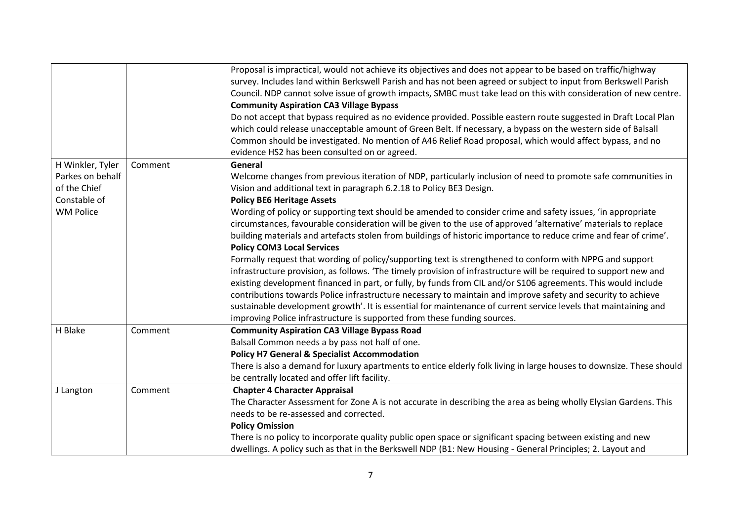| | | |
|---|---|---|
| | | Proposal is impractical, would not achieve its objectives and does not appear to be based on traffic/highway survey. Includes land within Berkswell Parish and has not been agreed or subject to input from Berkswell Parish Council. NDP cannot solve issue of growth impacts, SMBC must take lead on this with consideration of new centre. <br> **Community Aspiration CA3 Village Bypass** <br> Do not accept that bypass required as no evidence provided. Possible eastern route suggested in Draft Local Plan which could release unacceptable amount of Green Belt. If necessary, a bypass on the western side of Balsall Common should be investigated. No mention of A46 Relief Road proposal, which would affect bypass, and no evidence HS2 has been consulted on or agreed. |
| H Winkler, Tyler Parkes on behalf of the Chief Constable of WM Police | Comment | **General** <br> Welcome changes from previous iteration of NDP, particularly inclusion of need to promote safe communities in Vision and additional text in paragraph 6.2.18 to Policy BE3 Design. <br> **Policy BE6 Heritage Assets** <br> Wording of policy or supporting text should be amended to consider crime and safety issues, 'in appropriate circumstances, favourable consideration will be given to the use of approved 'alternative' materials to replace building materials and artefacts stolen from buildings of historic importance to reduce crime and fear of crime'. <br> **Policy COM3 Local Services** <br> Formally request that wording of policy/supporting text is strengthened to conform with NPPG and support infrastructure provision, as follows. 'The timely provision of infrastructure will be required to support new and existing development financed in part, or fully, by funds from CIL and/or S106 agreements. This would include contributions towards Police infrastructure necessary to maintain and improve safety and security to achieve sustainable development growth'. It is essential for maintenance of current service levels that maintaining and improving Police infrastructure is supported from these funding sources. |
| H Blake | Comment | **Community Aspiration CA3 Village Bypass Road** <br> Balsall Common needs a by pass not half of one. <br> **Policy H7 General & Specialist Accommodation** <br> There is also a demand for luxury apartments to entice elderly folk living in large houses to downsize. These should be centrally located and offer lift facility. |
| J Langton | Comment | **Chapter 4 Character Appraisal** <br> The Character Assessment for Zone A is not accurate in describing the area as being wholly Elysian Gardens. This needs to be re-assessed and corrected. <br> **Policy Omission** <br> There is no policy to incorporate quality public open space or significant spacing between existing and new dwellings. A policy such as that in the Berkswell NDP (B1: New Housing - General Principles; 2. Layout and |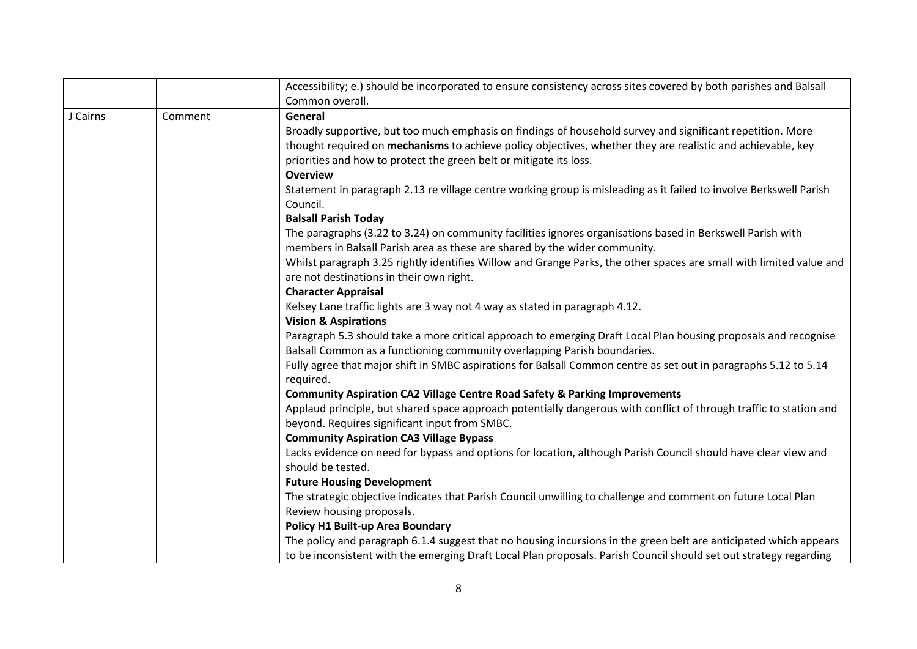| | | |
|---|---|---|
| | | Accessibility; e.) should be incorporated to ensure consistency across sites covered by both parishes and Balsall Common overall. |
| J Cairns | Comment | **General**<br>Broadly supportive, but too much emphasis on findings of household survey and significant repetition. More thought required on **mechanisms** to achieve policy objectives, whether they are realistic and achievable, key priorities and how to protect the green belt or mitigate its loss.<br>**Overview**<br>Statement in paragraph 2.13 re village centre working group is misleading as it failed to involve Berkswell Parish Council.<br>**Balsall Parish Today**<br>The paragraphs (3.22 to 3.24) on community facilities ignores organisations based in Berkswell Parish with members in Balsall Parish area as these are shared by the wider community.<br>Whilst paragraph 3.25 rightly identifies Willow and Grange Parks, the other spaces are small with limited value and are not destinations in their own right.<br>**Character Appraisal**<br>Kelsey Lane traffic lights are 3 way not 4 way as stated in paragraph 4.12.<br>**Vision & Aspirations**<br>Paragraph 5.3 should take a more critical approach to emerging Draft Local Plan housing proposals and recognise Balsall Common as a functioning community overlapping Parish boundaries.<br>Fully agree that major shift in SMBC aspirations for Balsall Common centre as set out in paragraphs 5.12 to 5.14 required.<br>**Community Aspiration CA2 Village Centre Road Safety & Parking Improvements**<br>Applaud principle, but shared space approach potentially dangerous with conflict of through traffic to station and beyond. Requires significant input from SMBC.<br>**Community Aspiration CA3 Village Bypass**<br>Lacks evidence on need for bypass and options for location, although Parish Council should have clear view and should be tested.<br>**Future Housing Development**<br>The strategic objective indicates that Parish Council unwilling to challenge and comment on future Local Plan Review housing proposals.<br>**Policy H1 Built-up Area Boundary**<br>The policy and paragraph 6.1.4 suggest that no housing incursions in the green belt are anticipated which appears to be inconsistent with the emerging Draft Local Plan proposals. Parish Council should set out strategy regarding |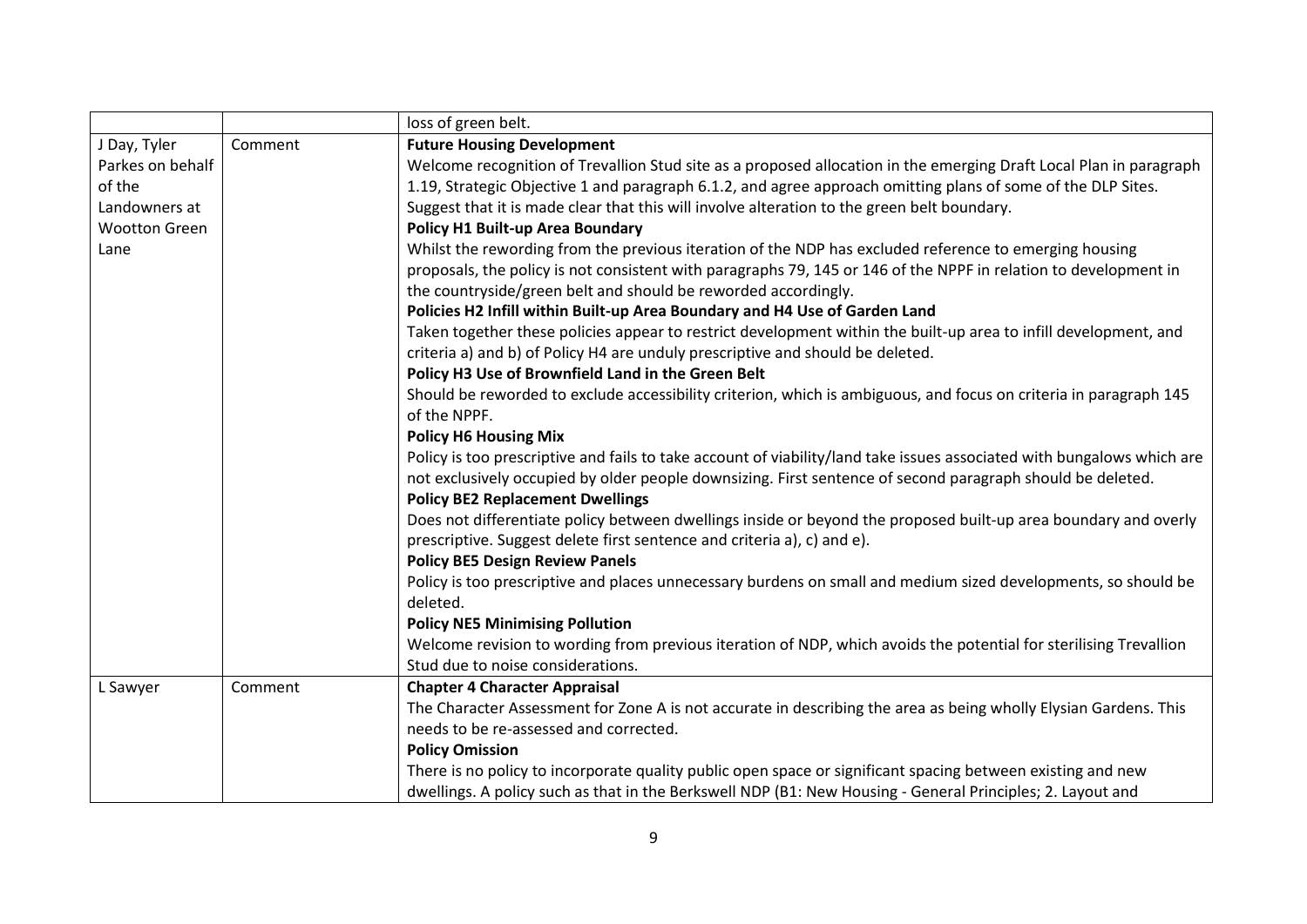| | | |
|---|---|---|
| | | loss of green belt. |
| J Day, Tyler Parkes on behalf of the Landowners at Wootton Green Lane | Comment | **Future Housing Development**<br>Welcome recognition of Trevallion Stud site as a proposed allocation in the emerging Draft Local Plan in paragraph 1.19, Strategic Objective 1 and paragraph 6.1.2, and agree approach omitting plans of some of the DLP Sites. Suggest that it is made clear that this will involve alteration to the green belt boundary.<br>**Policy H1 Built-up Area Boundary**<br>Whilst the rewording from the previous iteration of the NDP has excluded reference to emerging housing proposals, the policy is not consistent with paragraphs 79, 145 or 146 of the NPPF in relation to development in the countryside/green belt and should be reworded accordingly.<br>**Policies H2 Infill within Built-up Area Boundary and H4 Use of Garden Land**<br>Taken together these policies appear to restrict development within the built-up area to infill development, and criteria a) and b) of Policy H4 are unduly prescriptive and should be deleted.<br>**Policy H3 Use of Brownfield Land in the Green Belt**<br>Should be reworded to exclude accessibility criterion, which is ambiguous, and focus on criteria in paragraph 145 of the NPPF.<br>**Policy H6 Housing Mix**<br>Policy is too prescriptive and fails to take account of viability/land take issues associated with bungalows which are not exclusively occupied by older people downsizing. First sentence of second paragraph should be deleted.<br>**Policy BE2 Replacement Dwellings**<br>Does not differentiate policy between dwellings inside or beyond the proposed built-up area boundary and overly prescriptive. Suggest delete first sentence and criteria a), c) and e).<br>**Policy BE5 Design Review Panels**<br>Policy is too prescriptive and places unnecessary burdens on small and medium sized developments, so should be deleted.<br>**Policy NE5 Minimising Pollution**<br>Welcome revision to wording from previous iteration of NDP, which avoids the potential for sterilising Trevallion Stud due to noise considerations. |
| L Sawyer | Comment | **Chapter 4 Character Appraisal**<br>The Character Assessment for Zone A is not accurate in describing the area as being wholly Elysian Gardens. This needs to be re-assessed and corrected.<br>**Policy Omission**<br>There is no policy to incorporate quality public open space or significant spacing between existing and new dwellings. A policy such as that in the Berkswell NDP (B1: New Housing - General Principles; 2. Layout and |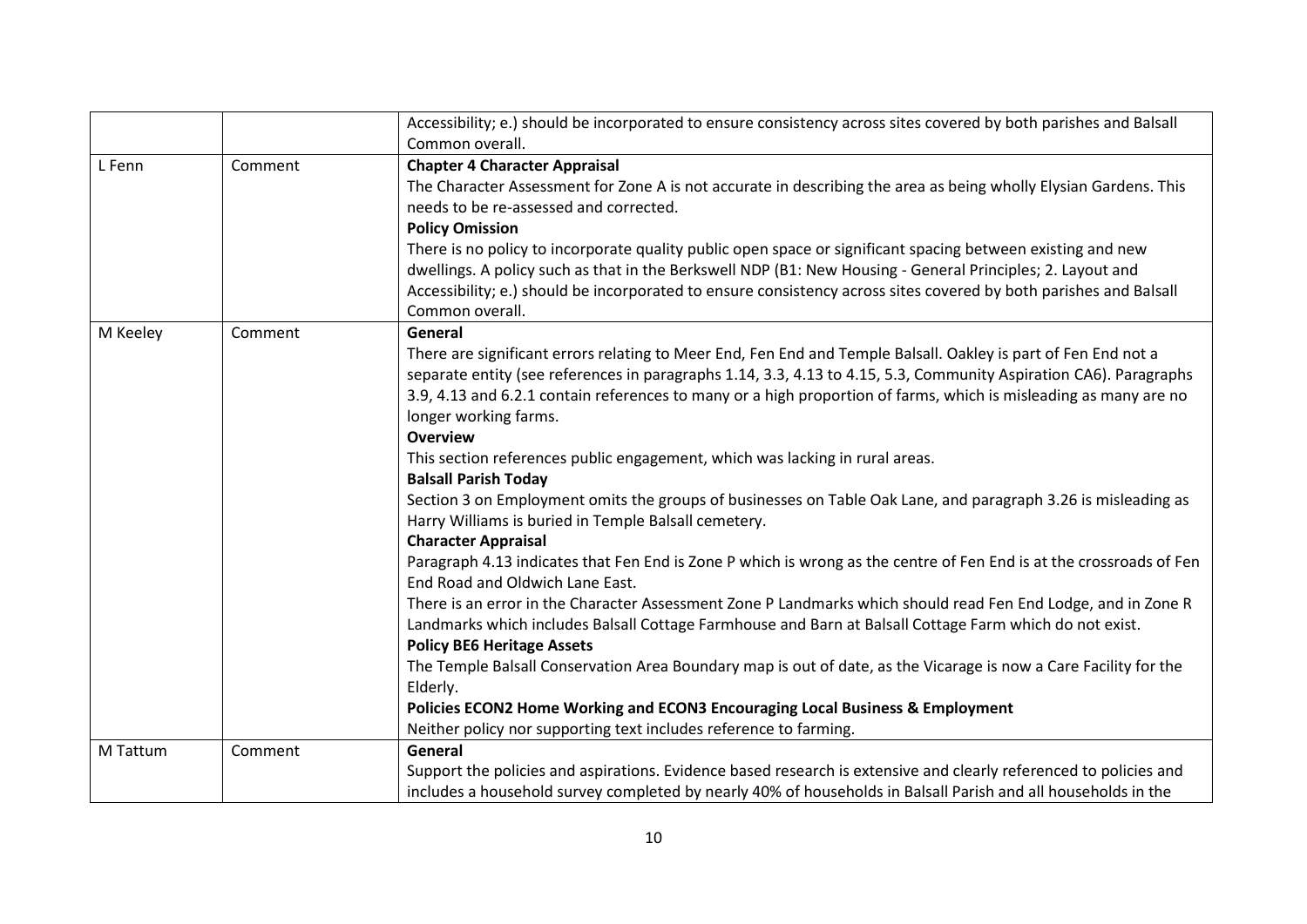| | | |
|---|---|---|
| | | Accessibility; e.) should be incorporated to ensure consistency across sites covered by both parishes and Balsall Common overall. |
| L Fenn | Comment | **Chapter 4 Character Appraisal**<br>The Character Assessment for Zone A is not accurate in describing the area as being wholly Elysian Gardens. This needs to be re-assessed and corrected.<br>**Policy Omission**<br>There is no policy to incorporate quality public open space or significant spacing between existing and new dwellings. A policy such as that in the Berkswell NDP (B1: New Housing - General Principles; 2. Layout and Accessibility; e.) should be incorporated to ensure consistency across sites covered by both parishes and Balsall Common overall. |
| M Keeley | Comment | **General**<br>There are significant errors relating to Meer End, Fen End and Temple Balsall. Oakley is part of Fen End not a separate entity (see references in paragraphs 1.14, 3.3, 4.13 to 4.15, 5.3, Community Aspiration CA6). Paragraphs 3.9, 4.13 and 6.2.1 contain references to many or a high proportion of farms, which is misleading as many are no longer working farms.<br>**Overview**<br>This section references public engagement, which was lacking in rural areas.<br>**Balsall Parish Today**<br>Section 3 on Employment omits the groups of businesses on Table Oak Lane, and paragraph 3.26 is misleading as Harry Williams is buried in Temple Balsall cemetery.<br>**Character Appraisal**<br>Paragraph 4.13 indicates that Fen End is Zone P which is wrong as the centre of Fen End is at the crossroads of Fen End Road and Oldwich Lane East.<br>There is an error in the Character Assessment Zone P Landmarks which should read Fen End Lodge, and in Zone R Landmarks which includes Balsall Cottage Farmhouse and Barn at Balsall Cottage Farm which do not exist.<br>**Policy BE6 Heritage Assets**<br>The Temple Balsall Conservation Area Boundary map is out of date, as the Vicarage is now a Care Facility for the Elderly.<br>**Policies ECON2 Home Working and ECON3 Encouraging Local Business & Employment**<br>Neither policy nor supporting text includes reference to farming. |
| M Tattum | Comment | **General**<br>Support the policies and aspirations. Evidence based research is extensive and clearly referenced to policies and includes a household survey completed by nearly 40% of households in Balsall Parish and all households in the |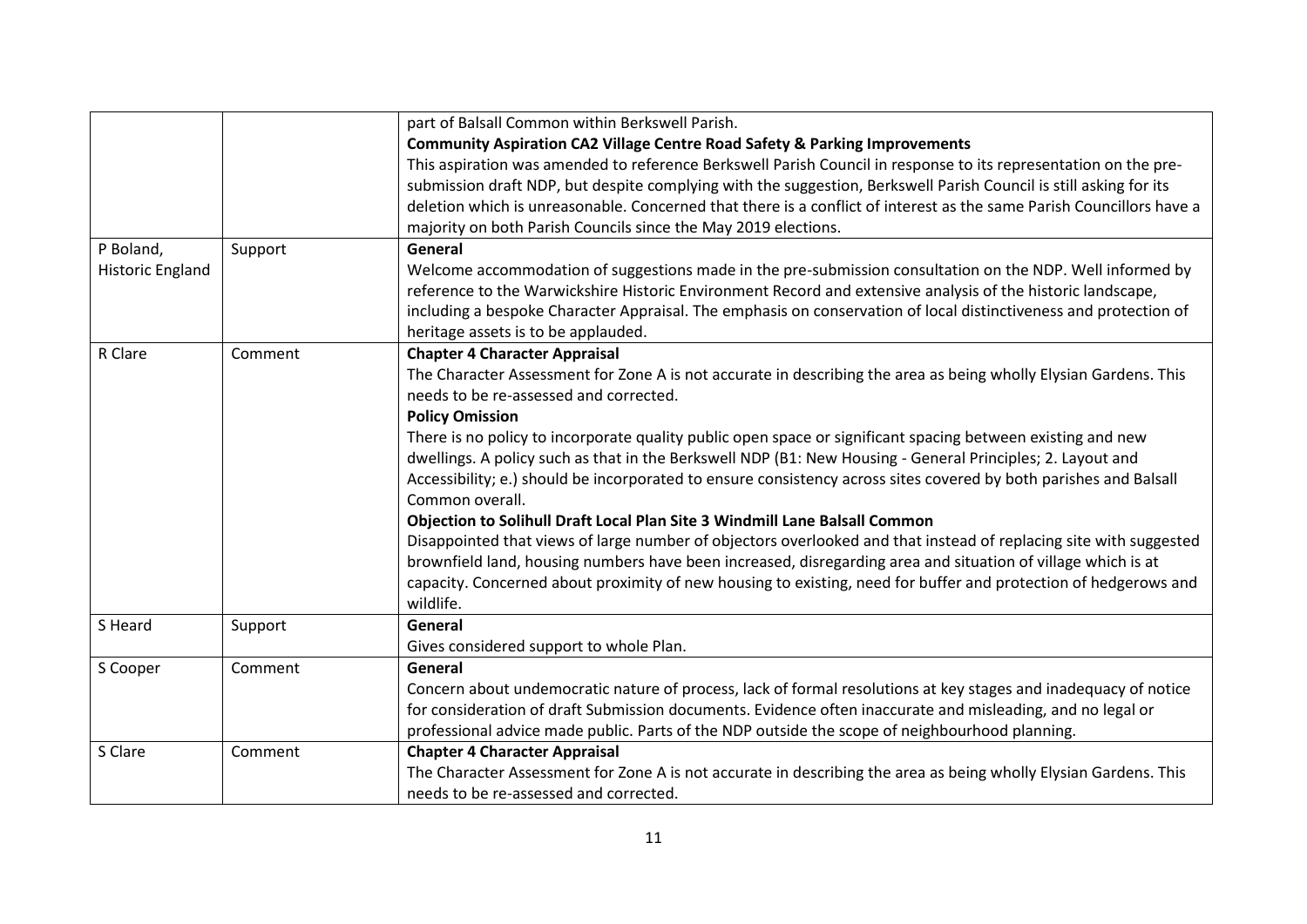|  |  |  |
|---|---|---|
|  |  | part of Balsall Common within Berkswell Parish.<br>**Community Aspiration CA2 Village Centre Road Safety & Parking Improvements**<br>This aspiration was amended to reference Berkswell Parish Council in response to its representation on the pre-submission draft NDP, but despite complying with the suggestion, Berkswell Parish Council is still asking for its deletion which is unreasonable. Concerned that there is a conflict of interest as the same Parish Councillors have a majority on both Parish Councils since the May 2019 elections. |
| P Boland, Historic England | Support | **General**<br>Welcome accommodation of suggestions made in the pre-submission consultation on the NDP. Well informed by reference to the Warwickshire Historic Environment Record and extensive analysis of the historic landscape, including a bespoke Character Appraisal. The emphasis on conservation of local distinctiveness and protection of heritage assets is to be applauded. |
| R Clare | Comment | **Chapter 4 Character Appraisal**<br>The Character Assessment for Zone A is not accurate in describing the area as being wholly Elysian Gardens. This needs to be re-assessed and corrected.<br>**Policy Omission**<br>There is no policy to incorporate quality public open space or significant spacing between existing and new dwellings. A policy such as that in the Berkswell NDP (B1: New Housing - General Principles; 2. Layout and Accessibility; e.) should be incorporated to ensure consistency across sites covered by both parishes and Balsall Common overall.<br>**Objection to Solihull Draft Local Plan Site 3 Windmill Lane Balsall Common**<br>Disappointed that views of large number of objectors overlooked and that instead of replacing site with suggested brownfield land, housing numbers have been increased, disregarding area and situation of village which is at capacity. Concerned about proximity of new housing to existing, need for buffer and protection of hedgerows and wildlife. |
| S Heard | Support | **General**<br>Gives considered support to whole Plan. |
| S Cooper | Comment | **General**<br>Concern about undemocratic nature of process, lack of formal resolutions at key stages and inadequacy of notice for consideration of draft Submission documents. Evidence often inaccurate and misleading, and no legal or professional advice made public. Parts of the NDP outside the scope of neighbourhood planning. |
| S Clare | Comment | **Chapter 4 Character Appraisal**<br>The Character Assessment for Zone A is not accurate in describing the area as being wholly Elysian Gardens. This needs to be re-assessed and corrected. |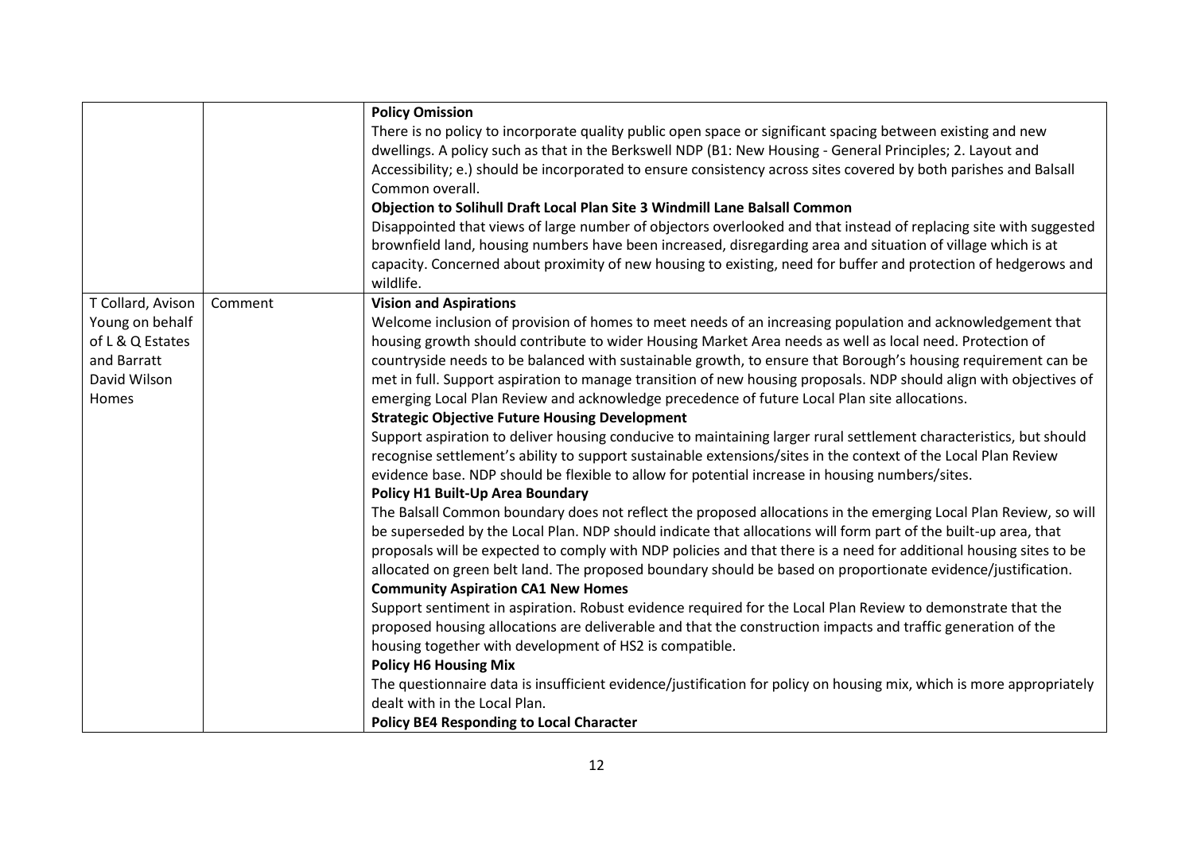| | | |
|---|---|---|
| | | **Policy Omission**<br>There is no policy to incorporate quality public open space or significant spacing between existing and new dwellings. A policy such as that in the Berkswell NDP (B1: New Housing - General Principles; 2. Layout and Accessibility; e.) should be incorporated to ensure consistency across sites covered by both parishes and Balsall Common overall.<br>**Objection to Solihull Draft Local Plan Site 3 Windmill Lane Balsall Common**<br>Disappointed that views of large number of objectors overlooked and that instead of replacing site with suggested brownfield land, housing numbers have been increased, disregarding area and situation of village which is at capacity. Concerned about proximity of new housing to existing, need for buffer and protection of hedgerows and wildlife. |
| T Collard, Avison Young on behalf of L & Q Estates and Barratt David Wilson Homes | Comment | **Vision and Aspirations**<br>Welcome inclusion of provision of homes to meet needs of an increasing population and acknowledgement that housing growth should contribute to wider Housing Market Area needs as well as local need. Protection of countryside needs to be balanced with sustainable growth, to ensure that Borough's housing requirement can be met in full. Support aspiration to manage transition of new housing proposals. NDP should align with objectives of emerging Local Plan Review and acknowledge precedence of future Local Plan site allocations.<br>**Strategic Objective Future Housing Development**<br>Support aspiration to deliver housing conducive to maintaining larger rural settlement characteristics, but should recognise settlement's ability to support sustainable extensions/sites in the context of the Local Plan Review evidence base. NDP should be flexible to allow for potential increase in housing numbers/sites.<br>**Policy H1 Built-Up Area Boundary**<br>The Balsall Common boundary does not reflect the proposed allocations in the emerging Local Plan Review, so will be superseded by the Local Plan. NDP should indicate that allocations will form part of the built-up area, that proposals will be expected to comply with NDP policies and that there is a need for additional housing sites to be allocated on green belt land. The proposed boundary should be based on proportionate evidence/justification.<br>**Community Aspiration CA1 New Homes**<br>Support sentiment in aspiration. Robust evidence required for the Local Plan Review to demonstrate that the proposed housing allocations are deliverable and that the construction impacts and traffic generation of the housing together with development of HS2 is compatible.<br>**Policy H6 Housing Mix**<br>The questionnaire data is insufficient evidence/justification for policy on housing mix, which is more appropriately dealt with in the Local Plan.<br>**Policy BE4 Responding to Local Character** |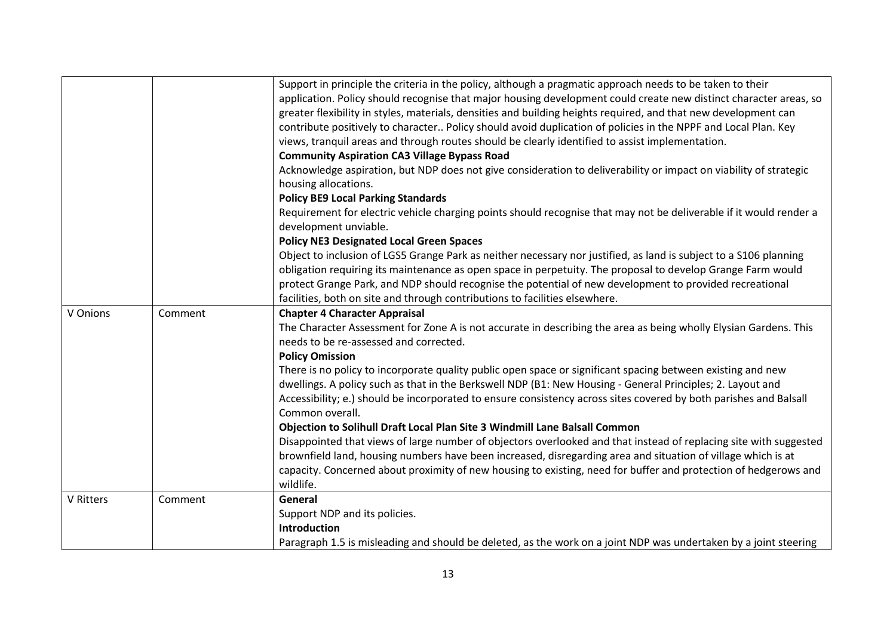| | | |
|---|---|---|
| | | Support in principle the criteria in the policy, although a pragmatic approach needs to be taken to their application. Policy should recognise that major housing development could create new distinct character areas, so greater flexibility in styles, materials, densities and building heights required, and that new development can contribute positively to character.. Policy should avoid duplication of policies in the NPPF and Local Plan. Key views, tranquil areas and through routes should be clearly identified to assist implementation.<br>**Community Aspiration CA3 Village Bypass Road**<br>Acknowledge aspiration, but NDP does not give consideration to deliverability or impact on viability of strategic housing allocations.<br>**Policy BE9 Local Parking Standards**<br>Requirement for electric vehicle charging points should recognise that may not be deliverable if it would render a development unviable.<br>**Policy NE3 Designated Local Green Spaces**<br>Object to inclusion of LGS5 Grange Park as neither necessary nor justified, as land is subject to a S106 planning obligation requiring its maintenance as open space in perpetuity. The proposal to develop Grange Farm would protect Grange Park, and NDP should recognise the potential of new development to provided recreational facilities, both on site and through contributions to facilities elsewhere. |
| V Onions | Comment | **Chapter 4 Character Appraisal**<br>The Character Assessment for Zone A is not accurate in describing the area as being wholly Elysian Gardens. This needs to be re-assessed and corrected.<br>**Policy Omission**<br>There is no policy to incorporate quality public open space or significant spacing between existing and new dwellings. A policy such as that in the Berkswell NDP (B1: New Housing - General Principles; 2. Layout and Accessibility; e.) should be incorporated to ensure consistency across sites covered by both parishes and Balsall Common overall.<br>**Objection to Solihull Draft Local Plan Site 3 Windmill Lane Balsall Common**<br>Disappointed that views of large number of objectors overlooked and that instead of replacing site with suggested brownfield land, housing numbers have been increased, disregarding area and situation of village which is at capacity. Concerned about proximity of new housing to existing, need for buffer and protection of hedgerows and wildlife. |
| V Ritters | Comment | **General**<br>Support NDP and its policies.<br>**Introduction**<br>Paragraph 1.5 is misleading and should be deleted, as the work on a joint NDP was undertaken by a joint steering |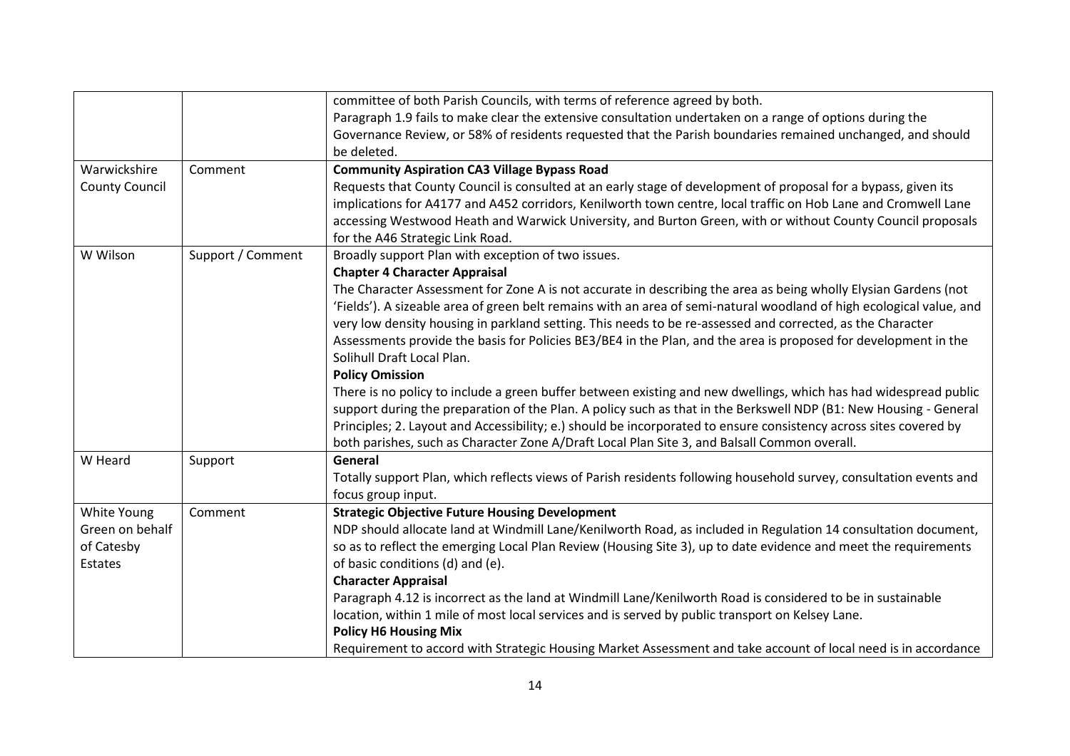| | | |
|---|---|---|
| | | committee of both Parish Councils, with terms of reference agreed by both.<br>Paragraph 1.9 fails to make clear the extensive consultation undertaken on a range of options during the Governance Review, or 58% of residents requested that the Parish boundaries remained unchanged, and should be deleted. |
| Warwickshire County Council | Comment | **Community Aspiration CA3 Village Bypass Road**<br>Requests that County Council is consulted at an early stage of development of proposal for a bypass, given its implications for A4177 and A452 corridors, Kenilworth town centre, local traffic on Hob Lane and Cromwell Lane accessing Westwood Heath and Warwick University, and Burton Green, with or without County Council proposals for the A46 Strategic Link Road. |
| W Wilson | Support / Comment | Broadly support Plan with exception of two issues.<br>**Chapter 4 Character Appraisal**<br>The Character Assessment for Zone A is not accurate in describing the area as being wholly Elysian Gardens (not 'Fields'). A sizeable area of green belt remains with an area of semi-natural woodland of high ecological value, and very low density housing in parkland setting. This needs to be re-assessed and corrected, as the Character Assessments provide the basis for Policies BE3/BE4 in the Plan, and the area is proposed for development in the Solihull Draft Local Plan.<br>**Policy Omission**<br>There is no policy to include a green buffer between existing and new dwellings, which has had widespread public support during the preparation of the Plan. A policy such as that in the Berkswell NDP (B1: New Housing - General Principles; 2. Layout and Accessibility; e.) should be incorporated to ensure consistency across sites covered by both parishes, such as Character Zone A/Draft Local Plan Site 3, and Balsall Common overall. |
| W Heard | Support | **General**<br>Totally support Plan, which reflects views of Parish residents following household survey, consultation events and focus group input. |
| White Young Green on behalf of Catesby Estates | Comment | **Strategic Objective Future Housing Development**<br>NDP should allocate land at Windmill Lane/Kenilworth Road, as included in Regulation 14 consultation document, so as to reflect the emerging Local Plan Review (Housing Site 3), up to date evidence and meet the requirements of basic conditions (d) and (e).<br>**Character Appraisal**<br>Paragraph 4.12 is incorrect as the land at Windmill Lane/Kenilworth Road is considered to be in sustainable location, within 1 mile of most local services and is served by public transport on Kelsey Lane.<br>**Policy H6 Housing Mix**<br>Requirement to accord with Strategic Housing Market Assessment and take account of local need is in accordance |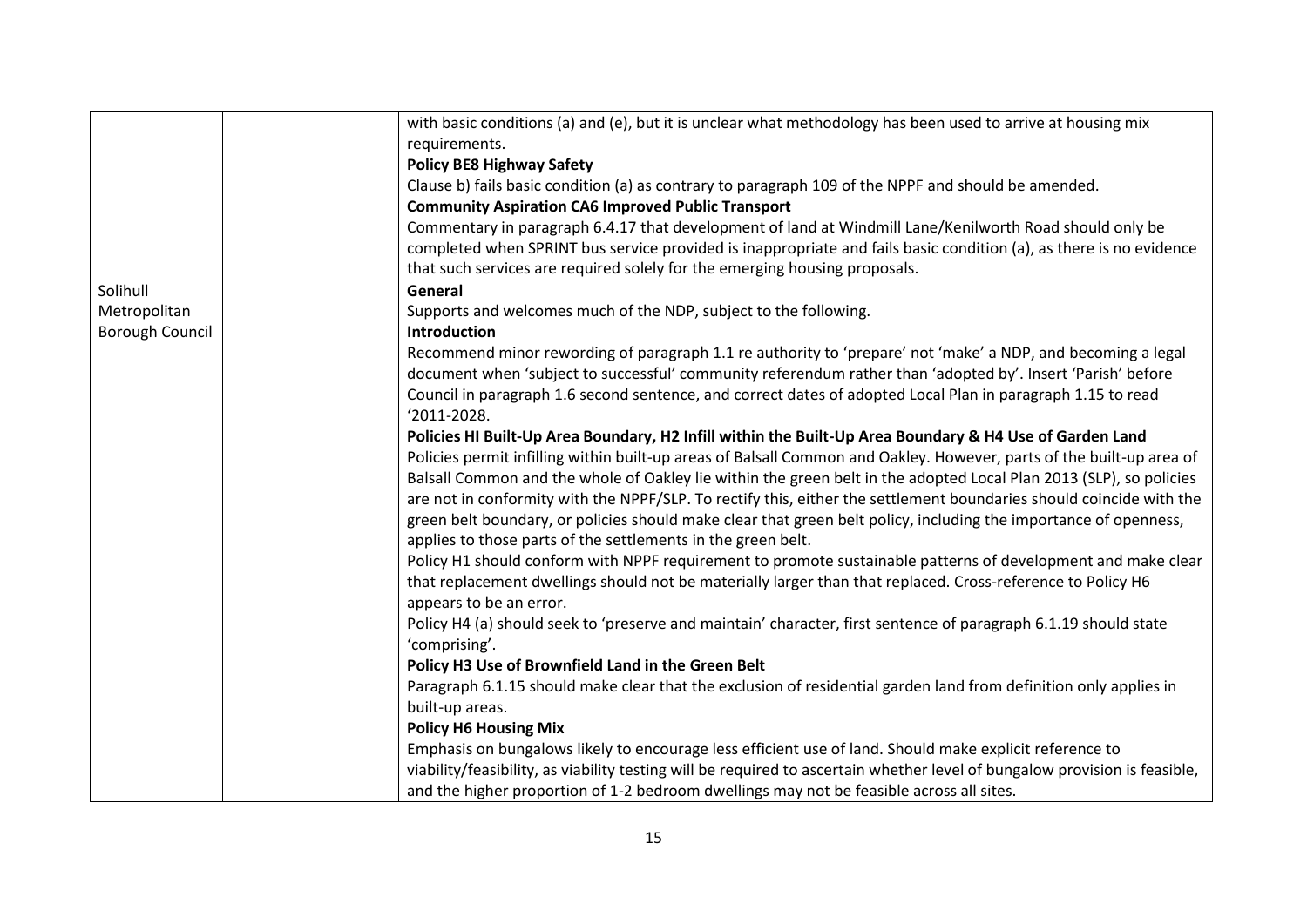|  |  |  |
|---|---|---|
|  |  | with basic conditions (a) and (e), but it is unclear what methodology has been used to arrive at housing mix requirements.<br>**Policy BE8 Highway Safety**<br>Clause b) fails basic condition (a) as contrary to paragraph 109 of the NPPF and should be amended.<br>**Community Aspiration CA6 Improved Public Transport**<br>Commentary in paragraph 6.4.17 that development of land at Windmill Lane/Kenilworth Road should only be completed when SPRINT bus service provided is inappropriate and fails basic condition (a), as there is no evidence that such services are required solely for the emerging housing proposals. |
| Solihull Metropolitan Borough Council |  | **General**<br>Supports and welcomes much of the NDP, subject to the following.<br>**Introduction**<br>Recommend minor rewording of paragraph 1.1 re authority to 'prepare' not 'make' a NDP, and becoming a legal document when 'subject to successful' community referendum rather than 'adopted by'. Insert 'Parish' before Council in paragraph 1.6 second sentence, and correct dates of adopted Local Plan in paragraph 1.15 to read '2011-2028.<br>**Policies HI Built-Up Area Boundary, H2 Infill within the Built-Up Area Boundary & H4 Use of Garden Land**<br>Policies permit infilling within built-up areas of Balsall Common and Oakley. However, parts of the built-up area of Balsall Common and the whole of Oakley lie within the green belt in the adopted Local Plan 2013 (SLP), so policies are not in conformity with the NPPF/SLP. To rectify this, either the settlement boundaries should coincide with the green belt boundary, or policies should make clear that green belt policy, including the importance of openness, applies to those parts of the settlements in the green belt.<br>Policy H1 should conform with NPPF requirement to promote sustainable patterns of development and make clear that replacement dwellings should not be materially larger than that replaced. Cross-reference to Policy H6 appears to be an error.<br>Policy H4 (a) should seek to 'preserve and maintain' character, first sentence of paragraph 6.1.19 should state 'comprising'.<br>**Policy H3 Use of Brownfield Land in the Green Belt**<br>Paragraph 6.1.15 should make clear that the exclusion of residential garden land from definition only applies in built-up areas.<br>**Policy H6 Housing Mix**<br>Emphasis on bungalows likely to encourage less efficient use of land. Should make explicit reference to viability/feasibility, as viability testing will be required to ascertain whether level of bungalow provision is feasible, and the higher proportion of 1-2 bedroom dwellings may not be feasible across all sites. |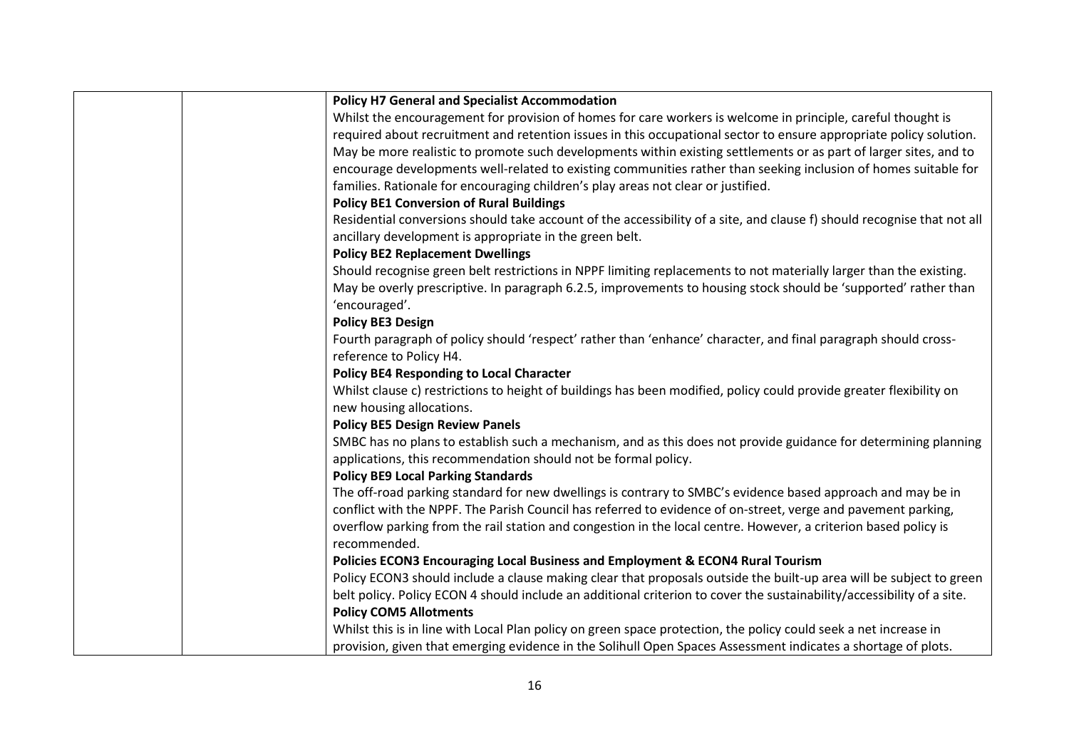| | | **Policy H7 General and Specialist Accommodation**<br>Whilst the encouragement for provision of homes for care workers is welcome in principle, careful thought is required about recruitment and retention issues in this occupational sector to ensure appropriate policy solution. May be more realistic to promote such developments within existing settlements or as part of larger sites, and to encourage developments well-related to existing communities rather than seeking inclusion of homes suitable for families. Rationale for encouraging children's play areas not clear or justified.<br>**Policy BE1 Conversion of Rural Buildings**<br>Residential conversions should take account of the accessibility of a site, and clause f) should recognise that not all ancillary development is appropriate in the green belt.<br>**Policy BE2 Replacement Dwellings**<br>Should recognise green belt restrictions in NPPF limiting replacements to not materially larger than the existing. May be overly prescriptive. In paragraph 6.2.5, improvements to housing stock should be 'supported' rather than 'encouraged'.<br>**Policy BE3 Design**<br>Fourth paragraph of policy should 'respect' rather than 'enhance' character, and final paragraph should cross-reference to Policy H4.<br>**Policy BE4 Responding to Local Character**<br>Whilst clause c) restrictions to height of buildings has been modified, policy could provide greater flexibility on new housing allocations.<br>**Policy BE5 Design Review Panels**<br>SMBC has no plans to establish such a mechanism, and as this does not provide guidance for determining planning applications, this recommendation should not be formal policy.<br>**Policy BE9 Local Parking Standards**<br>The off-road parking standard for new dwellings is contrary to SMBC's evidence based approach and may be in conflict with the NPPF. The Parish Council has referred to evidence of on-street, verge and pavement parking, overflow parking from the rail station and congestion in the local centre. However, a criterion based policy is recommended.<br>**Policies ECON3 Encouraging Local Business and Employment & ECON4 Rural Tourism**<br>Policy ECON3 should include a clause making clear that proposals outside the built-up area will be subject to green belt policy. Policy ECON 4 should include an additional criterion to cover the sustainability/accessibility of a site.<br>**Policy COM5 Allotments**<br>Whilst this is in line with Local Plan policy on green space protection, the policy could seek a net increase in provision, given that emerging evidence in the Solihull Open Spaces Assessment indicates a shortage of plots. |
|---|---|---|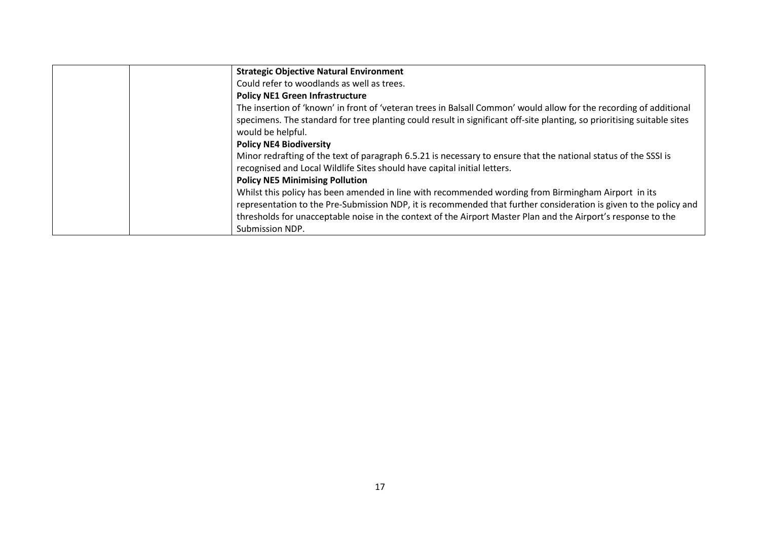| | | |
|---|---|---|
| | | **Strategic Objective Natural Environment**<br>Could refer to woodlands as well as trees.<br>**Policy NE1 Green Infrastructure**<br>The insertion of 'known' in front of 'veteran trees in Balsall Common' would allow for the recording of additional specimens. The standard for tree planting could result in significant off-site planting, so prioritising suitable sites would be helpful.<br>**Policy NE4 Biodiversity**<br>Minor redrafting of the text of paragraph 6.5.21 is necessary to ensure that the national status of the SSSI is recognised and Local Wildlife Sites should have capital initial letters.<br>**Policy NE5 Minimising Pollution**<br>Whilst this policy has been amended in line with recommended wording from Birmingham Airport in its representation to the Pre-Submission NDP, it is recommended that further consideration is given to the policy and thresholds for unacceptable noise in the context of the Airport Master Plan and the Airport's response to the Submission NDP. |